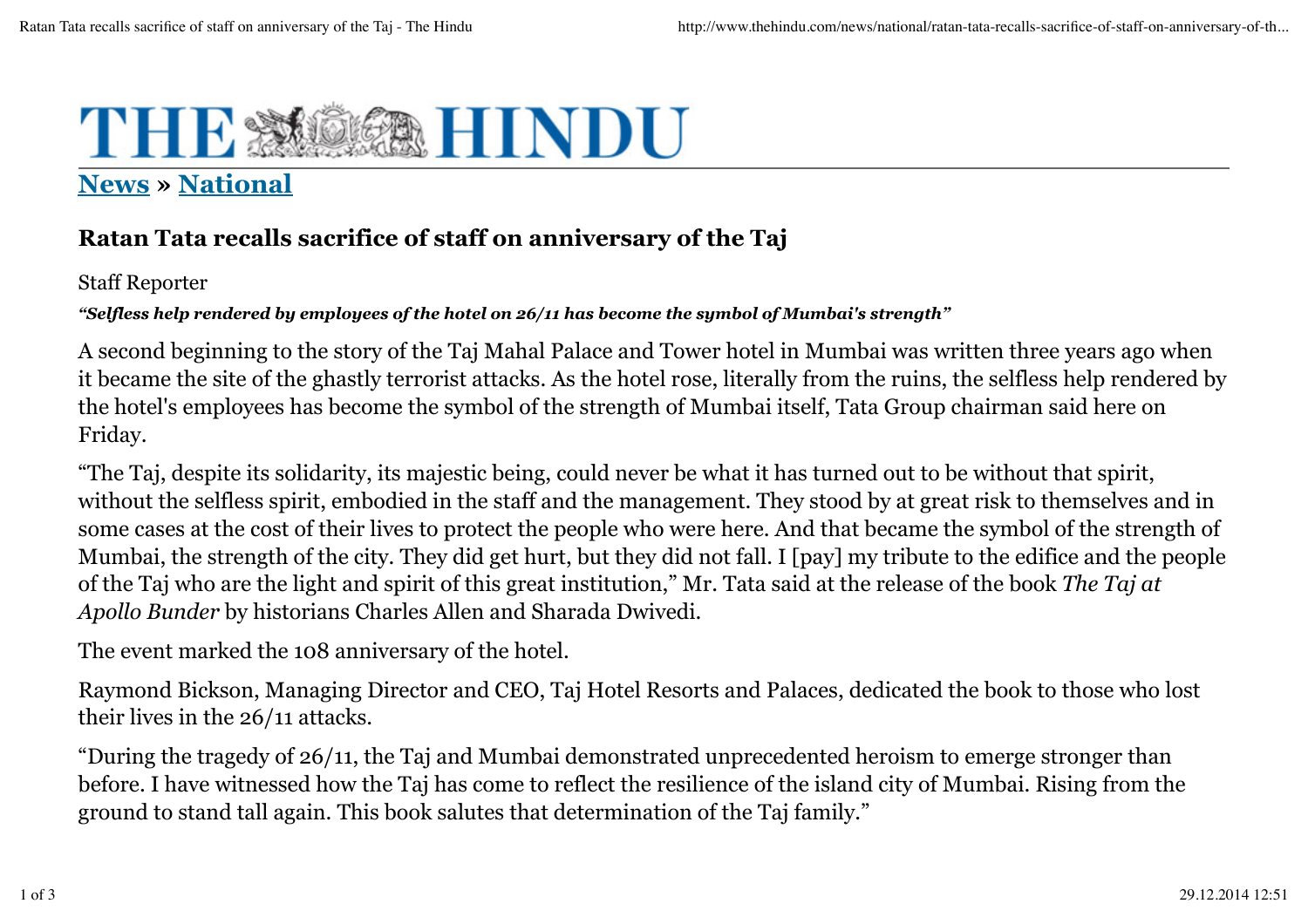# THE HINDU

**News » National**

## Ratan Tata recalls sacrifice of staff on anniversary of the Taj

Staff Reporter

***"Selfless help rendered by employees of the hotel on 26/11 has become the symbol of Mumbai's strength"***

A second beginning to the story of the Taj Mahal Palace and Tower hotel in Mumbai was written three years ago when it became the site of the ghastly terrorist attacks. As the hotel rose, literally from the ruins, the selfless help rendered by the hotel's employees has become the symbol of the strength of Mumbai itself, Tata Group chairman said here on Friday.

"The Taj, despite its solidarity, its majestic being, could never be what it has turned out to be without that spirit, without the selfless spirit, embodied in the staff and the management. They stood by at great risk to themselves and in some cases at the cost of their lives to protect the people who were here. And that became the symbol of the strength of Mumbai, the strength of the city. They did get hurt, but they did not fall. I [pay] my tribute to the edifice and the people of the Taj who are the light and spirit of this great institution," Mr. Tata said at the release of the book *The Taj at Apollo Bunder* by historians Charles Allen and Sharada Dwivedi.

The event marked the 108 anniversary of the hotel.

Raymond Bickson, Managing Director and CEO, Taj Hotel Resorts and Palaces, dedicated the book to those who lost their lives in the 26/11 attacks.

"During the tragedy of 26/11, the Taj and Mumbai demonstrated unprecedented heroism to emerge stronger than before. I have witnessed how the Taj has come to reflect the resilience of the island city of Mumbai. Rising from the ground to stand tall again. This book salutes that determination of the Taj family."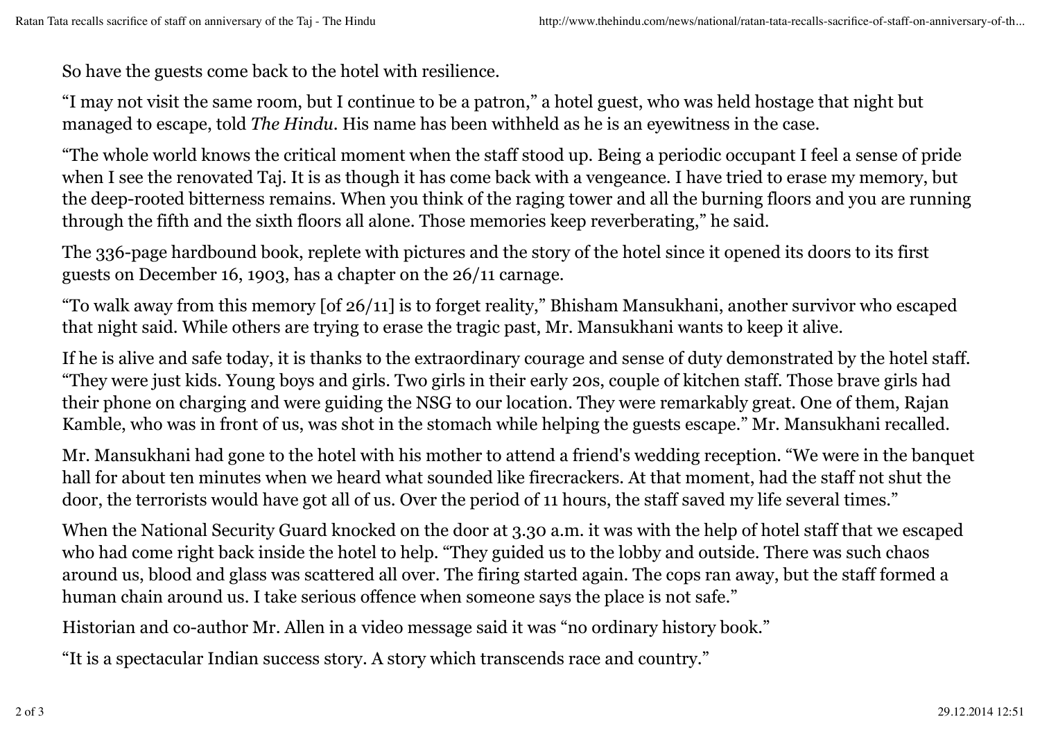So have the guests come back to the hotel with resilience.

“I may not visit the same room, but I continue to be a patron,” a hotel guest, who was held hostage that night but managed to escape, told *The Hindu*. His name has been withheld as he is an eyewitness in the case.

“The whole world knows the critical moment when the staff stood up. Being a periodic occupant I feel a sense of pride when I see the renovated Taj. It is as though it has come back with a vengeance. I have tried to erase my memory, but the deep-rooted bitterness remains. When you think of the raging tower and all the burning floors and you are running through the fifth and the sixth floors all alone. Those memories keep reverberating,” he said.

The 336-page hardbound book, replete with pictures and the story of the hotel since it opened its doors to its first guests on December 16, 1903, has a chapter on the 26/11 carnage.

“To walk away from this memory [of 26/11] is to forget reality,” Bhisham Mansukhani, another survivor who escaped that night said. While others are trying to erase the tragic past, Mr. Mansukhani wants to keep it alive.

If he is alive and safe today, it is thanks to the extraordinary courage and sense of duty demonstrated by the hotel staff. “They were just kids. Young boys and girls. Two girls in their early 20s, couple of kitchen staff. Those brave girls had their phone on charging and were guiding the NSG to our location. They were remarkably great. One of them, Rajan Kamble, who was in front of us, was shot in the stomach while helping the guests escape.” Mr. Mansukhani recalled.

Mr. Mansukhani had gone to the hotel with his mother to attend a friend's wedding reception. “We were in the banquet hall for about ten minutes when we heard what sounded like firecrackers. At that moment, had the staff not shut the door, the terrorists would have got all of us. Over the period of 11 hours, the staff saved my life several times.”

When the National Security Guard knocked on the door at 3.30 a.m. it was with the help of hotel staff that we escaped who had come right back inside the hotel to help. “They guided us to the lobby and outside. There was such chaos around us, blood and glass was scattered all over. The firing started again. The cops ran away, but the staff formed a human chain around us. I take serious offence when someone says the place is not safe.”

Historian and co-author Mr. Allen in a video message said it was “no ordinary history book.”

“It is a spectacular Indian success story. A story which transcends race and country.”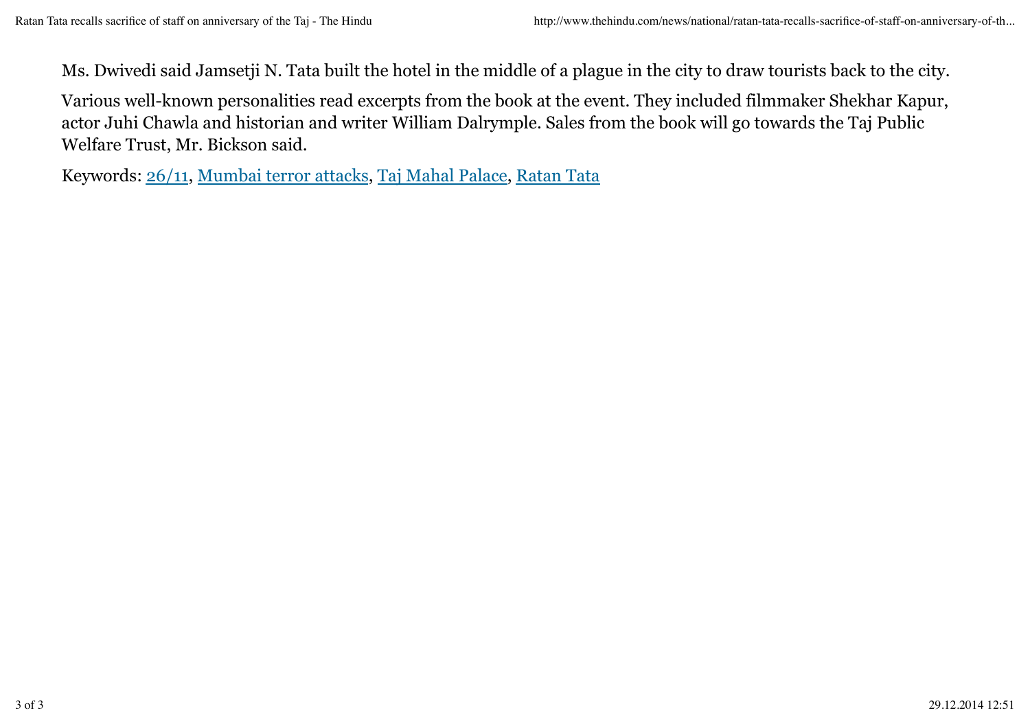Ms. Dwivedi said Jamsetji N. Tata built the hotel in the middle of a plague in the city to draw tourists back to the city.

Various well-known personalities read excerpts from the book at the event. They included filmmaker Shekhar Kapur, actor Juhi Chawla and historian and writer William Dalrymple. Sales from the book will go towards the Taj Public Welfare Trust, Mr. Bickson said.

Keywords: 26/11, Mumbai terror attacks, Taj Mahal Palace, Ratan Tata